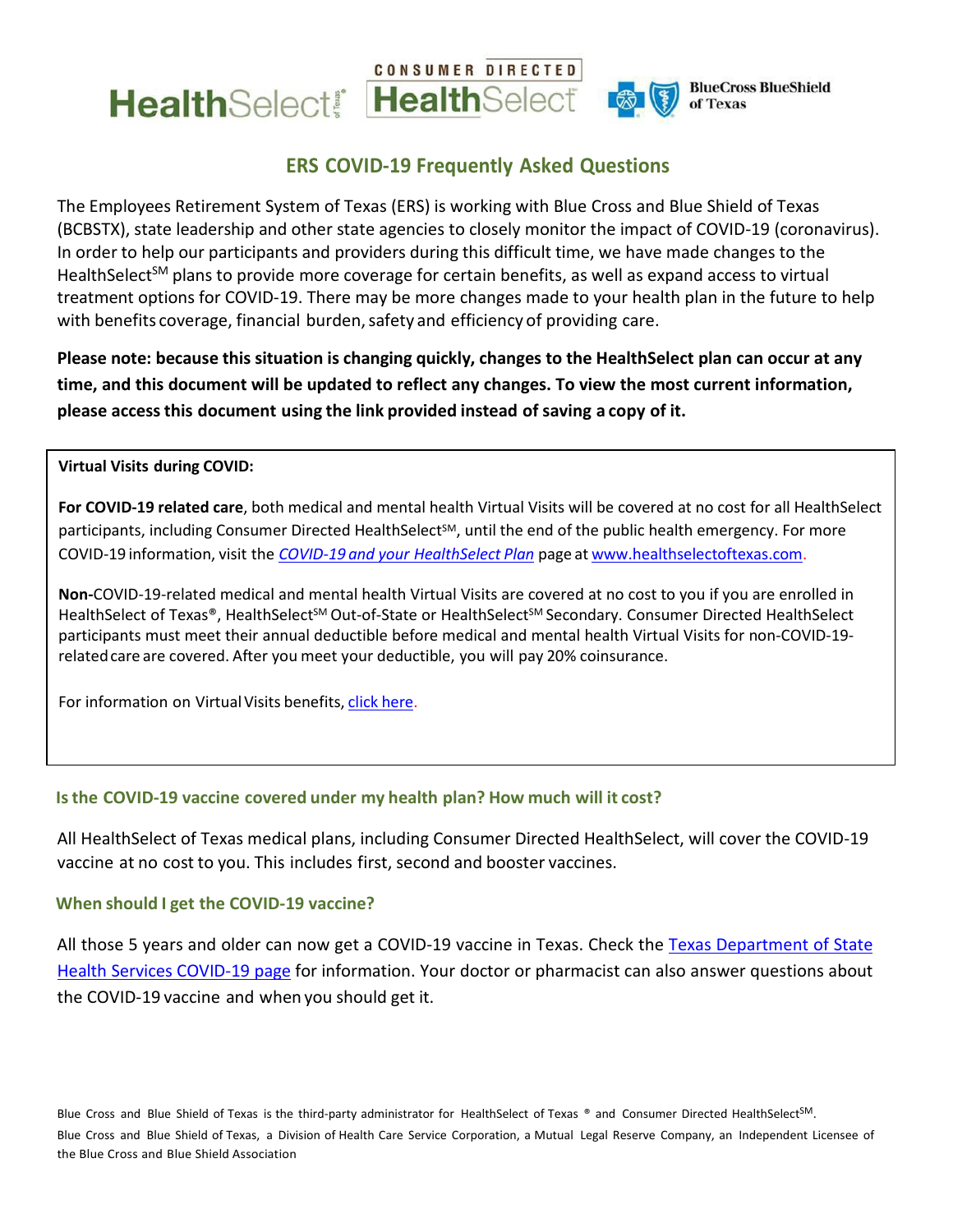# ERS COVID-19 Frequently Asked Questions

The Employees Retirement System of Texas (ERS) is working with Blue Cross and Blue Shield of Texas (BCBSTX), state leadership and other state agencies to closely monitor the impact of COVID-19 (coronavirus). In order to help our participants and providers during this difficult time, we have made changes to the HealthSelect℠ plans to provide more coverage for certain benefits, as well as expand access to virtual treatment options for COVID-19. There may be more changes made to your health plan in the future to help with benefits coverage, financial burden, safety and efficiency of providing care.

**Please note: because this situation is changing quickly, changes to the HealthSelect plan can occur at any time, and this document will be updated to reflect any changes. To view the most current information, please access this document using the link provided instead of saving a copy of it.**

**Virtual Visits during COVID:**

**For COVID-19 related care**, both medical and mental health Virtual Visits will be covered at no cost for all HealthSelect participants, including Consumer Directed HealthSelect℠, until the end of the public health emergency. For more COVID-19 information, visit the *COVID-19 and your HealthSelect Plan* page at www.healthselectoftexas.com.

**Non-**COVID-19-related medical and mental health Virtual Visits are covered at no cost to you if you are enrolled in HealthSelect of Texas®, HealthSelect℠ Out-of-State or HealthSelect℠ Secondary. Consumer Directed HealthSelect participants must meet their annual deductible before medical and mental health Virtual Visits for non-COVID-19-related care are covered. After you meet your deductible, you will pay 20% coinsurance.

For information on Virtual Visits benefits, click here.

### Is the COVID-19 vaccine covered under my health plan? How much will it cost?

All HealthSelect of Texas medical plans, including Consumer Directed HealthSelect, will cover the COVID-19 vaccine at no cost to you. This includes first, second and booster vaccines.

### When should I get the COVID-19 vaccine?

All those 5 years and older can now get a COVID-19 vaccine in Texas. Check the Texas Department of State Health Services COVID-19 page for information. Your doctor or pharmacist can also answer questions about the COVID-19 vaccine and when you should get it.

Blue Cross and Blue Shield of Texas is the third-party administrator for HealthSelect of Texas ® and Consumer Directed HealthSelect℠.

Blue Cross and Blue Shield of Texas, a Division of Health Care Service Corporation, a Mutual Legal Reserve Company, an Independent Licensee of the Blue Cross and Blue Shield Association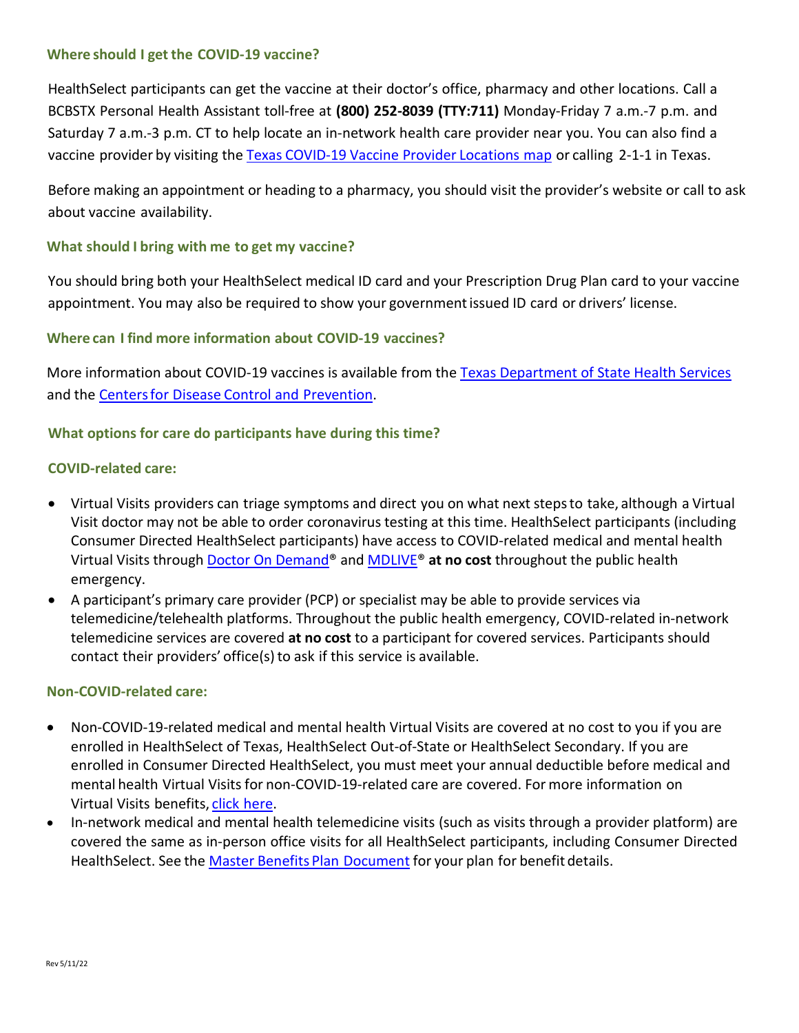### Where should I get the COVID-19 vaccine?

HealthSelect participants can get the vaccine at their doctor's office, pharmacy and other locations. Call a BCBSTX Personal Health Assistant toll-free at **(800) 252-8039 (TTY:711)** Monday-Friday 7 a.m.-7 p.m. and Saturday 7 a.m.-3 p.m. CT to help locate an in-network health care provider near you. You can also find a vaccine provider by visiting the Texas COVID-19 Vaccine Provider Locations map or calling 2-1-1 in Texas.

Before making an appointment or heading to a pharmacy, you should visit the provider's website or call to ask about vaccine availability.

### What should I bring with me to get my vaccine?

You should bring both your HealthSelect medical ID card and your Prescription Drug Plan card to your vaccine appointment. You may also be required to show your government issued ID card or drivers' license.

### Where can I find more information about COVID-19 vaccines?

More information about COVID-19 vaccines is available from the Texas Department of State Health Services and the Centers for Disease Control and Prevention.

### What options for care do participants have during this time?

#### COVID-related care:

- Virtual Visits providers can triage symptoms and direct you on what next steps to take, although a Virtual Visit doctor may not be able to order coronavirus testing at this time. HealthSelect participants (including Consumer Directed HealthSelect participants) have access to COVID-related medical and mental health Virtual Visits through Doctor On Demand® and MDLIVE® **at no cost** throughout the public health emergency.
- A participant's primary care provider (PCP) or specialist may be able to provide services via telemedicine/telehealth platforms. Throughout the public health emergency, COVID-related in-network telemedicine services are covered **at no cost** to a participant for covered services. Participants should contact their providers' office(s) to ask if this service is available.

#### Non-COVID-related care:

- Non-COVID-19-related medical and mental health Virtual Visits are covered at no cost to you if you are enrolled in HealthSelect of Texas, HealthSelect Out-of-State or HealthSelect Secondary. If you are enrolled in Consumer Directed HealthSelect, you must meet your annual deductible before medical and mental health Virtual Visits for non-COVID-19-related care are covered. For more information on Virtual Visits benefits, click here.
- In-network medical and mental health telemedicine visits (such as visits through a provider platform) are covered the same as in-person office visits for all HealthSelect participants, including Consumer Directed HealthSelect. See the Master Benefits Plan Document for your plan for benefit details.

Rev 5/11/22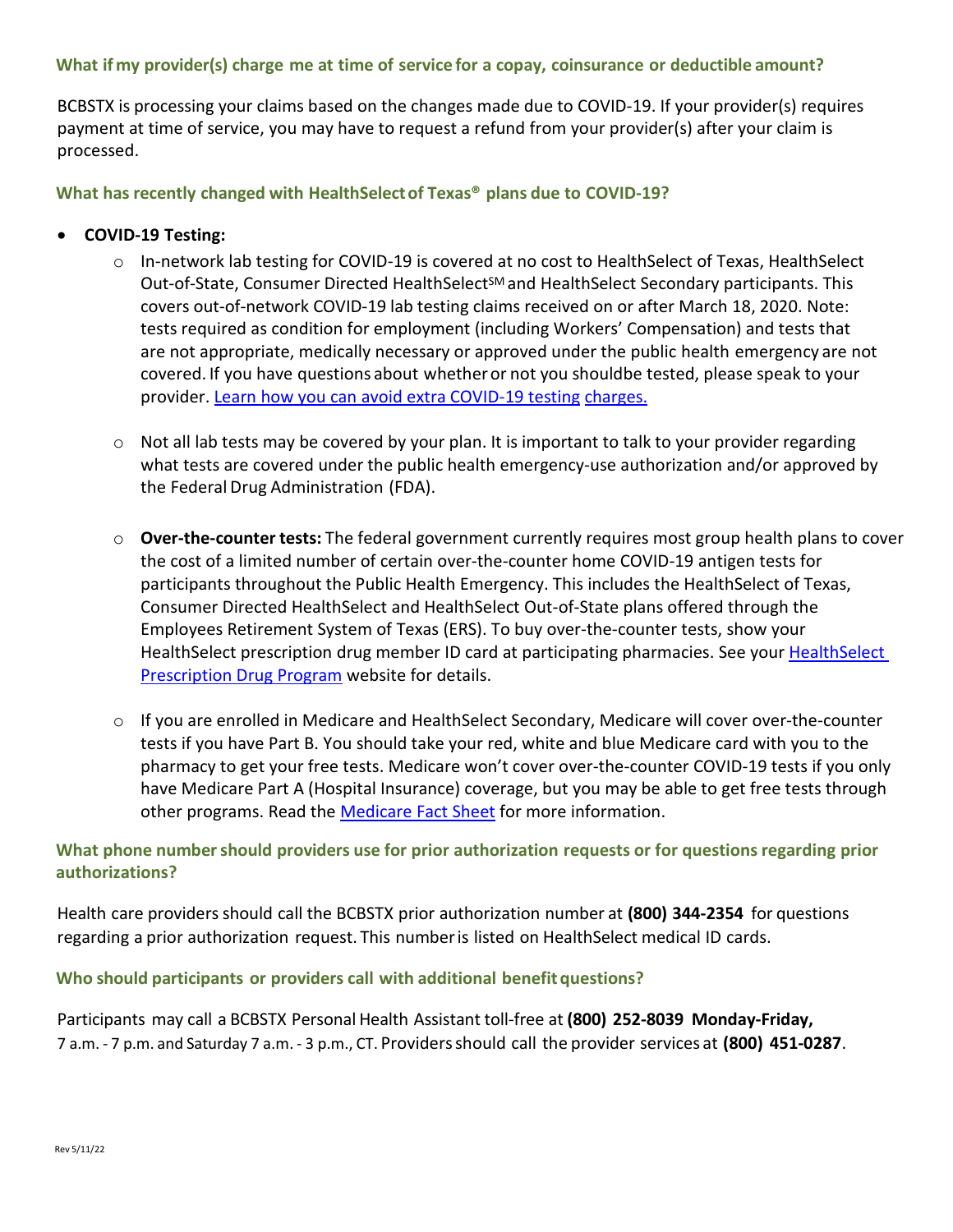### What if my provider(s) charge me at time of service for a copay, coinsurance or deductible amount?

BCBSTX is processing your claims based on the changes made due to COVID-19. If your provider(s) requires payment at time of service, you may have to request a refund from your provider(s) after your claim is processed.

### What has recently changed with HealthSelect of Texas® plans due to COVID-19?

- **COVID-19 Testing:**
  - In-network lab testing for COVID-19 is covered at no cost to HealthSelect of Texas, HealthSelect Out-of-State, Consumer Directed HealthSelect℠ and HealthSelect Secondary participants. This covers out-of-network COVID-19 lab testing claims received on or after March 18, 2020. Note: tests required as condition for employment (including Workers' Compensation) and tests that are not appropriate, medically necessary or approved under the public health emergency are not covered. If you have questions about whether or not you shouldbe tested, please speak to your provider. [Learn how you can avoid extra COVID-19 testing charges.]()
  - Not all lab tests may be covered by your plan. It is important to talk to your provider regarding what tests are covered under the public health emergency-use authorization and/or approved by the Federal Drug Administration (FDA).
  - **Over-the-counter tests:** The federal government currently requires most group health plans to cover the cost of a limited number of certain over-the-counter home COVID-19 antigen tests for participants throughout the Public Health Emergency. This includes the HealthSelect of Texas, Consumer Directed HealthSelect and HealthSelect Out-of-State plans offered through the Employees Retirement System of Texas (ERS). To buy over-the-counter tests, show your HealthSelect prescription drug member ID card at participating pharmacies. See your [HealthSelect Prescription Drug Program]() website for details.
  - If you are enrolled in Medicare and HealthSelect Secondary, Medicare will cover over-the-counter tests if you have Part B. You should take your red, white and blue Medicare card with you to the pharmacy to get your free tests. Medicare won't cover over-the-counter COVID-19 tests if you only have Medicare Part A (Hospital Insurance) coverage, but you may be able to get free tests through other programs. Read the [Medicare Fact Sheet]() for more information.

### What phone number should providers use for prior authorization requests or for questions regarding prior authorizations?

Health care providers should call the BCBSTX prior authorization number at **(800) 344-2354** for questions regarding a prior authorization request. This number is listed on HealthSelect medical ID cards.

### Who should participants or providers call with additional benefit questions?

Participants may call a BCBSTX Personal Health Assistant toll-free at **(800) 252-8039 Monday-Friday,** 7 a.m. - 7 p.m. and Saturday 7 a.m. - 3 p.m., CT. Providers should call the provider services at **(800) 451-0287**.

Rev 5/11/22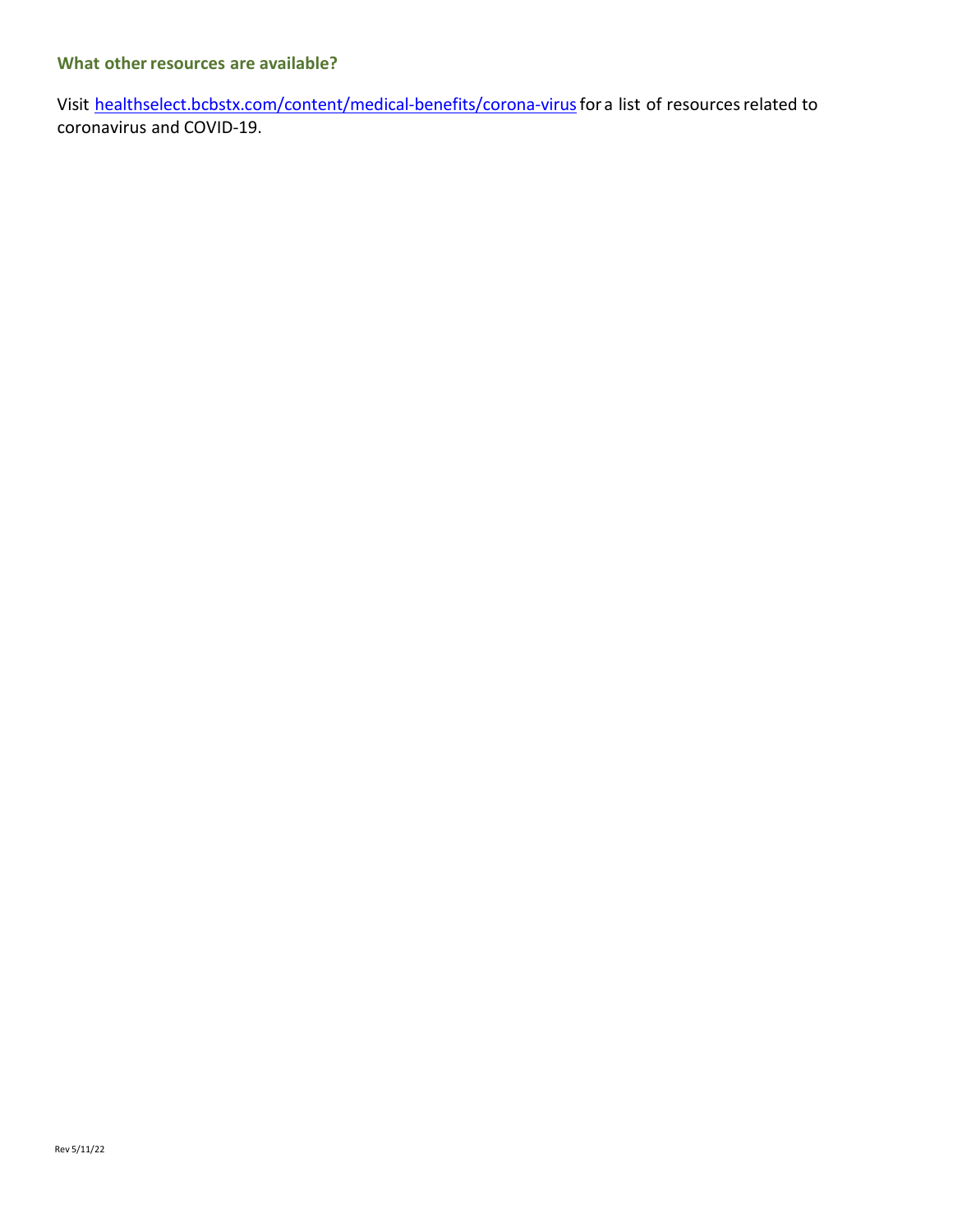### What other resources are available?

Visit [healthselect.bcbstx.com/content/medical-benefits/corona-virus](healthselect.bcbstx.com/content/medical-benefits/corona-virus) for a list of resources related to coronavirus and COVID-19.

Rev 5/11/22